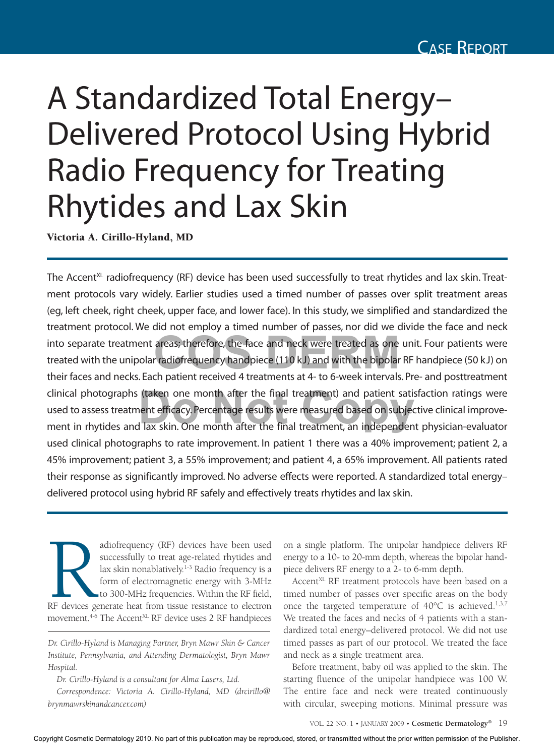# A Standardized Total Energy–Delivered Protocol Using Hybrid Radio Frequency for Treating Rhytides and Lax Skin

**Victoria A. Cirillo-Hyland, MD**

The Accent$^{XL}$ radiofrequency (RF) device has been used successfully to treat rhytides and lax skin. Treatment protocols vary widely. Earlier studies used a timed number of passes over split treatment areas (eg, left cheek, right cheek, upper face, and lower face). In this study, we simplified and standardized the treatment protocol. We did not employ a timed number of passes, nor did we divide the face and neck into separate treatment areas; therefore, the face and neck were treated as one unit. Four patients were treated with the unipolar radiofrequency handpiece (110 kJ) and with the bipolar RF handpiece (50 kJ) on their faces and necks. Each patient received 4 treatments at 4- to 6-week intervals. Pre- and posttreatment clinical photographs (taken one month after the final treatment) and patient satisfaction ratings were used to assess treatment efficacy. Percentage results were measured based on subjective clinical improvement in rhytides and lax skin. One month after the final treatment, an independent physician-evaluator used clinical photographs to rate improvement. In patient 1 there was a 40% improvement; patient 2, a 45% improvement; patient 3, a 55% improvement; and patient 4, a 65% improvement. All patients rated their response as significantly improved. No adverse effects were reported. A standardized total energy–delivered protocol using hybrid RF safely and effectively treats rhytides and lax skin.

Radiofrequency (RF) devices have been used successfully to treat age-related rhytides and lax skin nonablatively.[1-3] Radio frequency is a form of electromagnetic energy with 3-MHz to 300-MHz frequencies. Within the RF field, RF devices generate heat from tissue resistance to electron movement.[4-6] The Accent$^{XL}$ RF device uses 2 RF handpieces on a single platform. The unipolar handpiece delivers RF energy to a 10- to 20-mm depth, whereas the bipolar handpiece delivers RF energy to a 2- to 6-mm depth.

Accent$^{XL}$ RF treatment protocols have been based on a timed number of passes over specific areas on the body once the targeted temperature of 40°C is achieved.[1,3,7] We treated the faces and necks of 4 patients with a standardized total energy–delivered protocol. We did not use timed passes as part of our protocol. We treated the face and neck as a single treatment area.

Before treatment, baby oil was applied to the skin. The starting fluence of the unipolar handpiece was 100 W. The entire face and neck were treated continuously with circular, sweeping motions. Minimal pressure was

*Dr. Cirillo-Hyland is Managing Partner, Bryn Mawr Skin & Cancer Institute, Pennsylvania, and Attending Dermatologist, Bryn Mawr Hospital.*

*Dr. Cirillo-Hyland is a consultant for Alma Lasers, Ltd.*

*Correspondence: Victoria A. Cirillo-Hyland, MD (drcirillo@brynmawrskinandcancer.com)*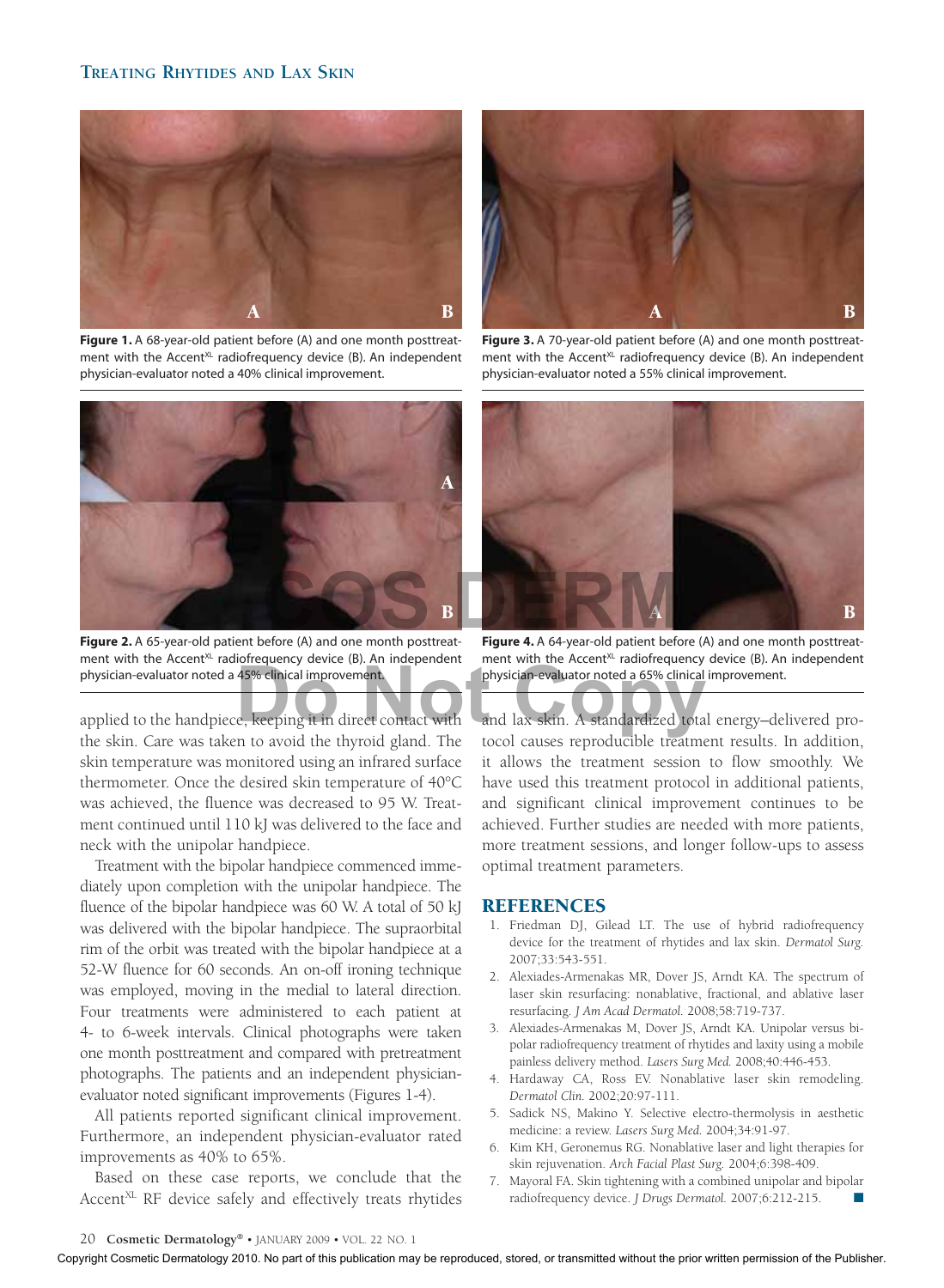Figure 1. A 68-year-old patient before (A) and one month posttreatment with the Accent[XL] radiofrequency device (B). An independent physician-evaluator noted a 40% clinical improvement.

Figure 3. A 70-year-old patient before (A) and one month posttreatment with the Accent[XL] radiofrequency device (B). An independent physician-evaluator noted a 55% clinical improvement.

Figure 2. A 65-year-old patient before (A) and one month posttreatment with the Accent[XL] radiofrequency device (B). An independent physician-evaluator noted a 45% clinical improvement.

Figure 4. A 64-year-old patient before (A) and one month posttreatment with the Accent[XL] radiofrequency device (B). An independent physician-evaluator noted a 65% clinical improvement.

applied to the handpiece, keeping it in direct contact with the skin. Care was taken to avoid the thyroid gland. The skin temperature was monitored using an infrared surface thermometer. Once the desired skin temperature of 40°C was achieved, the fluence was decreased to 95 W. Treatment continued until 110 kJ was delivered to the face and neck with the unipolar handpiece.

Treatment with the bipolar handpiece commenced immediately upon completion with the unipolar handpiece. The fluence of the bipolar handpiece was 60 W. A total of 50 kJ was delivered with the bipolar handpiece. The supraorbital rim of the orbit was treated with the bipolar handpiece at a 52-W fluence for 60 seconds. An on-off ironing technique was employed, moving in the medial to lateral direction. Four treatments were administered to each patient at 4- to 6-week intervals. Clinical photographs were taken one month posttreatment and compared with pretreatment photographs. The patients and an independent physician-evaluator noted significant improvements (Figures 1-4).

All patients reported significant clinical improvement. Furthermore, an independent physician-evaluator rated improvements as 40% to 65%.

Based on these case reports, we conclude that the Accent[XL] RF device safely and effectively treats rhytides and lax skin. A standardized total energy–delivered protocol causes reproducible treatment results. In addition, it allows the treatment session to flow smoothly. We have used this treatment protocol in additional patients, and significant clinical improvement continues to be achieved. Further studies are needed with more patients, more treatment sessions, and longer follow-ups to assess optimal treatment parameters.

## REFERENCES

1. Friedman DJ, Gilead LT. The use of hybrid radiofrequency device for the treatment of rhytides and lax skin. *Dermatol Surg.* 2007;33:543-551.
2. Alexiades-Armenakas MR, Dover JS, Arndt KA. The spectrum of laser skin resurfacing: nonablative, fractional, and ablative laser resurfacing. *J Am Acad Dermatol.* 2008;58:719-737.
3. Alexiades-Armenakas M, Dover JS, Arndt KA. Unipolar versus bipolar radiofrequency treatment of rhytides and laxity using a mobile painless delivery method. *Lasers Surg Med.* 2008;40:446-453.
4. Hardaway CA, Ross EV. Nonablative laser skin remodeling. *Dermatol Clin.* 2002;20:97-111.
5. Sadick NS, Makino Y. Selective electro-thermolysis in aesthetic medicine: a review. *Lasers Surg Med.* 2004;34:91-97.
6. Kim KH, Geronemus RG. Nonablative laser and light therapies for skin rejuvenation. *Arch Facial Plast Surg.* 2004;6:398-409.
7. Mayoral FA. Skin tightening with a combined unipolar and bipolar radiofrequency device. *J Drugs Dermatol.* 2007;6:212-215.

Copyright Cosmetic Dermatology 2010. No part of this publication may be reproduced, stored, or transmitted without the prior written permission of the Publisher.